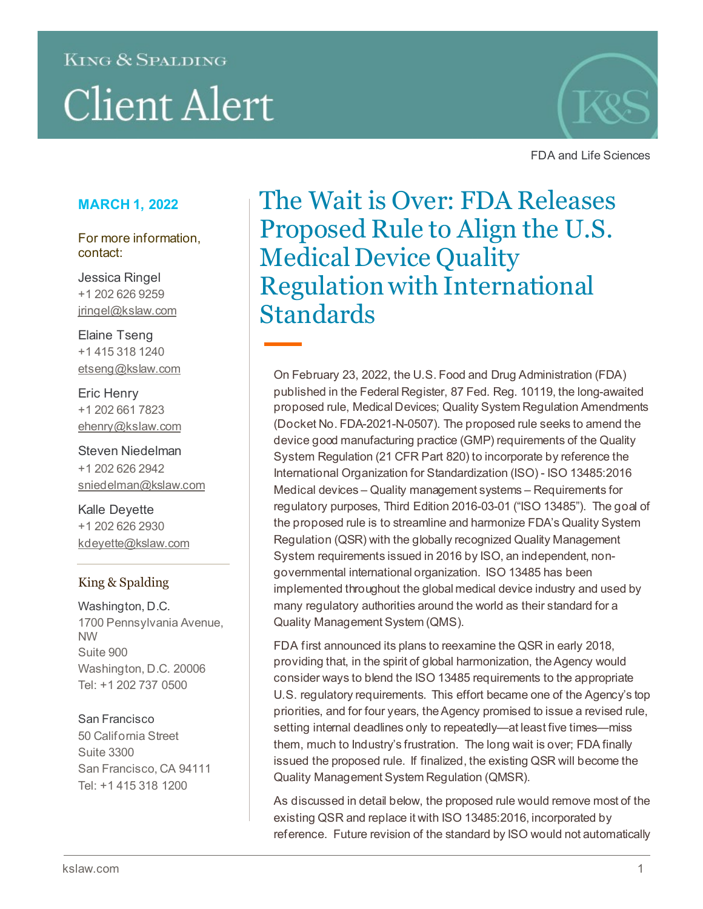King & Spalding

# Client Alert

FDA and Life Sciences

**MARCH 1, 2022**

For more information, contact:

Jessica Ringel
+1 202 626 9259
jringel@kslaw.com

Elaine Tseng
+1 415 318 1240
etseng@kslaw.com

Eric Henry
+1 202 661 7823
ehenry@kslaw.com

Steven Niedelman
+1 202 626 2942
sniedelman@kslaw.com

Kalle Deyette
+1 202 626 2930
kdeyette@kslaw.com

King & Spalding

Washington, D.C.
1700 Pennsylvania Avenue, NW
Suite 900
Washington, D.C. 20006
Tel: +1 202 737 0500

San Francisco
50 California Street
Suite 3300
San Francisco, CA 94111
Tel: +1 415 318 1200

# The Wait is Over: FDA Releases Proposed Rule to Align the U.S. Medical Device Quality Regulation with International Standards

On February 23, 2022, the U.S. Food and Drug Administration (FDA) published in the Federal Register, 87 Fed. Reg. 10119, the long-awaited proposed rule, Medical Devices; Quality System Regulation Amendments (Docket No. FDA-2021-N-0507). The proposed rule seeks to amend the device good manufacturing practice (GMP) requirements of the Quality System Regulation (21 CFR Part 820) to incorporate by reference the International Organization for Standardization (ISO) - ISO 13485:2016 Medical devices – Quality management systems – Requirements for regulatory purposes, Third Edition 2016-03-01 ("ISO 13485"). The goal of the proposed rule is to streamline and harmonize FDA's Quality System Regulation (QSR) with the globally recognized Quality Management System requirements issued in 2016 by ISO, an independent, non-governmental international organization. ISO 13485 has been implemented throughout the global medical device industry and used by many regulatory authorities around the world as their standard for a Quality Management System (QMS).

FDA first announced its plans to reexamine the QSR in early 2018, providing that, in the spirit of global harmonization, the Agency would consider ways to blend the ISO 13485 requirements to the appropriate U.S. regulatory requirements. This effort became one of the Agency's top priorities, and for four years, the Agency promised to issue a revised rule, setting internal deadlines only to repeatedly—at least five times—miss them, much to Industry's frustration. The long wait is over; FDA finally issued the proposed rule. If finalized, the existing QSR will become the Quality Management System Regulation (QMSR).

As discussed in detail below, the proposed rule would remove most of the existing QSR and replace it with ISO 13485:2016, incorporated by reference. Future revision of the standard by ISO would not automatically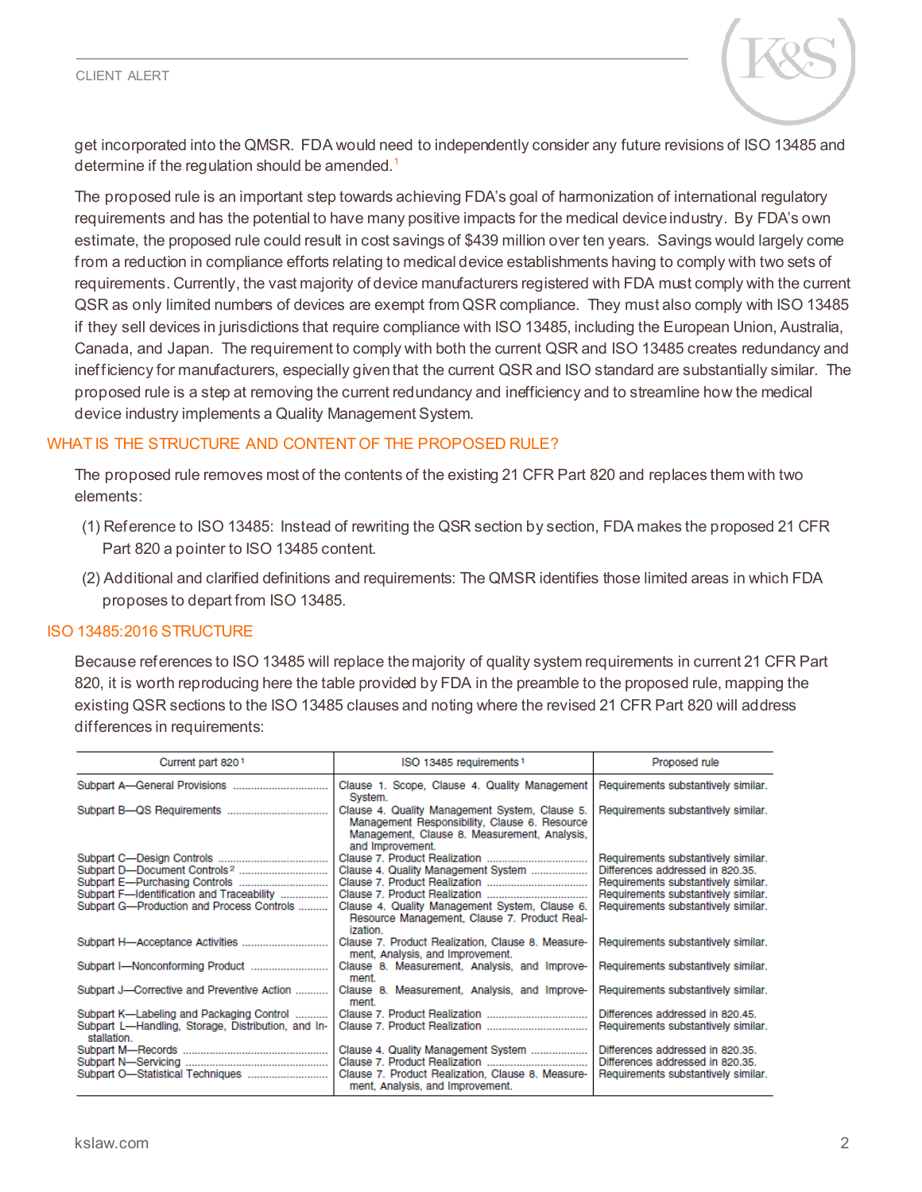get incorporated into the QMSR. FDA would need to independently consider any future revisions of ISO 13485 and determine if the regulation should be amended.[1]

The proposed rule is an important step towards achieving FDA's goal of harmonization of international regulatory requirements and has the potential to have many positive impacts for the medical device industry. By FDA's own estimate, the proposed rule could result in cost savings of $439 million over ten years. Savings would largely come from a reduction in compliance efforts relating to medical device establishments having to comply with two sets of requirements. Currently, the vast majority of device manufacturers registered with FDA must comply with the current QSR as only limited numbers of devices are exempt from QSR compliance. They must also comply with ISO 13485 if they sell devices in jurisdictions that require compliance with ISO 13485, including the European Union, Australia, Canada, and Japan. The requirement to comply with both the current QSR and ISO 13485 creates redundancy and inefficiency for manufacturers, especially given that the current QSR and ISO standard are substantially similar. The proposed rule is a step at removing the current redundancy and inefficiency and to streamline how the medical device industry implements a Quality Management System.

## WHAT IS THE STRUCTURE AND CONTENT OF THE PROPOSED RULE?

The proposed rule removes most of the contents of the existing 21 CFR Part 820 and replaces them with two elements:

(1) Reference to ISO 13485: Instead of rewriting the QSR section by section, FDA makes the proposed 21 CFR Part 820 a pointer to ISO 13485 content.

(2) Additional and clarified definitions and requirements: The QMSR identifies those limited areas in which FDA proposes to depart from ISO 13485.

## ISO 13485:2016 STRUCTURE

Because references to ISO 13485 will replace the majority of quality system requirements in current 21 CFR Part 820, it is worth reproducing here the table provided by FDA in the preamble to the proposed rule, mapping the existing QSR sections to the ISO 13485 clauses and noting where the revised 21 CFR Part 820 will address differences in requirements:

| Current part 820[1] | ISO 13485 requirements[1] | Proposed rule |
|---|---|---|
| Subpart A—General Provisions | Clause 1. Scope, Clause 4. Quality Management System. | Requirements substantively similar. |
| Subpart B—QS Requirements | Clause 4. Quality Management System, Clause 5. Management Responsibility, Clause 6. Resource Management, Clause 8. Measurement, Analysis, and Improvement. | Requirements substantively similar. |
| Subpart C—Design Controls | Clause 7. Product Realization | Requirements substantively similar. |
| Subpart D—Document Controls[2] | Clause 4. Quality Management System | Differences addressed in 820.35. |
| Subpart E—Purchasing Controls | Clause 7. Product Realization | Requirements substantively similar. |
| Subpart F—Identification and Traceability | Clause 7. Product Realization | Requirements substantively similar. |
| Subpart G—Production and Process Controls | Clause 4. Quality Management System, Clause 6. Resource Management, Clause 7. Product Realization. | Requirements substantively similar. |
| Subpart H—Acceptance Activities | Clause 7. Product Realization, Clause 8. Measurement, Analysis, and Improvement. | Requirements substantively similar. |
| Subpart I—Nonconforming Product | Clause 8. Measurement, Analysis, and Improvement. | Requirements substantively similar. |
| Subpart J—Corrective and Preventive Action | Clause 8. Measurement, Analysis, and Improvement. | Requirements substantively similar. |
| Subpart K—Labeling and Packaging Control | Clause 7. Product Realization | Differences addressed in 820.45. |
| Subpart L—Handling, Storage, Distribution, and Installation. | Clause 7. Product Realization | Requirements substantively similar. |
| Subpart M—Records | Clause 4. Quality Management System | Differences addressed in 820.35. |
| Subpart N—Servicing | Clause 7. Product Realization | Differences addressed in 820.35. |
| Subpart O—Statistical Techniques | Clause 7. Product Realization, Clause 8. Measurement, Analysis, and Improvement. | Requirements substantively similar. |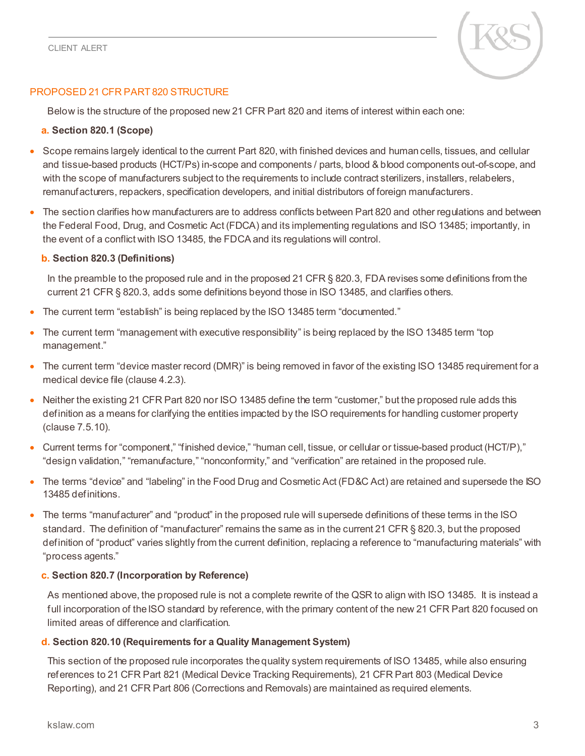## PROPOSED 21 CFR PART 820 STRUCTURE

Below is the structure of the proposed new 21 CFR Part 820 and items of interest within each one:

### a. Section 820.1 (Scope)

- Scope remains largely identical to the current Part 820, with finished devices and human cells, tissues, and cellular and tissue-based products (HCT/Ps) in-scope and components / parts, blood & blood components out-of-scope, and with the scope of manufacturers subject to the requirements to include contract sterilizers, installers, relabelers, remanufacturers, repackers, specification developers, and initial distributors of foreign manufacturers.
- The section clarifies how manufacturers are to address conflicts between Part 820 and other regulations and between the Federal Food, Drug, and Cosmetic Act (FDCA) and its implementing regulations and ISO 13485; importantly, in the event of a conflict with ISO 13485, the FDCA and its regulations will control.

### b. Section 820.3 (Definitions)

In the preamble to the proposed rule and in the proposed 21 CFR § 820.3, FDA revises some definitions from the current 21 CFR § 820.3, adds some definitions beyond those in ISO 13485, and clarifies others.

- The current term "establish" is being replaced by the ISO 13485 term "documented."
- The current term "management with executive responsibility" is being replaced by the ISO 13485 term "top management."
- The current term "device master record (DMR)" is being removed in favor of the existing ISO 13485 requirement for a medical device file (clause 4.2.3).
- Neither the existing 21 CFR Part 820 nor ISO 13485 define the term "customer," but the proposed rule adds this definition as a means for clarifying the entities impacted by the ISO requirements for handling customer property (clause 7.5.10).
- Current terms for "component," "finished device," "human cell, tissue, or cellular or tissue-based product (HCT/P)," "design validation," "remanufacture," "nonconformity," and "verification" are retained in the proposed rule.
- The terms "device" and "labeling" in the Food Drug and Cosmetic Act (FD&C Act) are retained and supersede the ISO 13485 definitions.
- The terms "manufacturer" and "product" in the proposed rule will supersede definitions of these terms in the ISO standard. The definition of "manufacturer" remains the same as in the current 21 CFR § 820.3, but the proposed definition of "product" varies slightly from the current definition, replacing a reference to "manufacturing materials" with "process agents."

### c. Section 820.7 (Incorporation by Reference)

As mentioned above, the proposed rule is not a complete rewrite of the QSR to align with ISO 13485. It is instead a full incorporation of the ISO standard by reference, with the primary content of the new 21 CFR Part 820 focused on limited areas of difference and clarification.

### d. Section 820.10 (Requirements for a Quality Management System)

This section of the proposed rule incorporates the quality system requirements of ISO 13485, while also ensuring references to 21 CFR Part 821 (Medical Device Tracking Requirements), 21 CFR Part 803 (Medical Device Reporting), and 21 CFR Part 806 (Corrections and Removals) are maintained as required elements.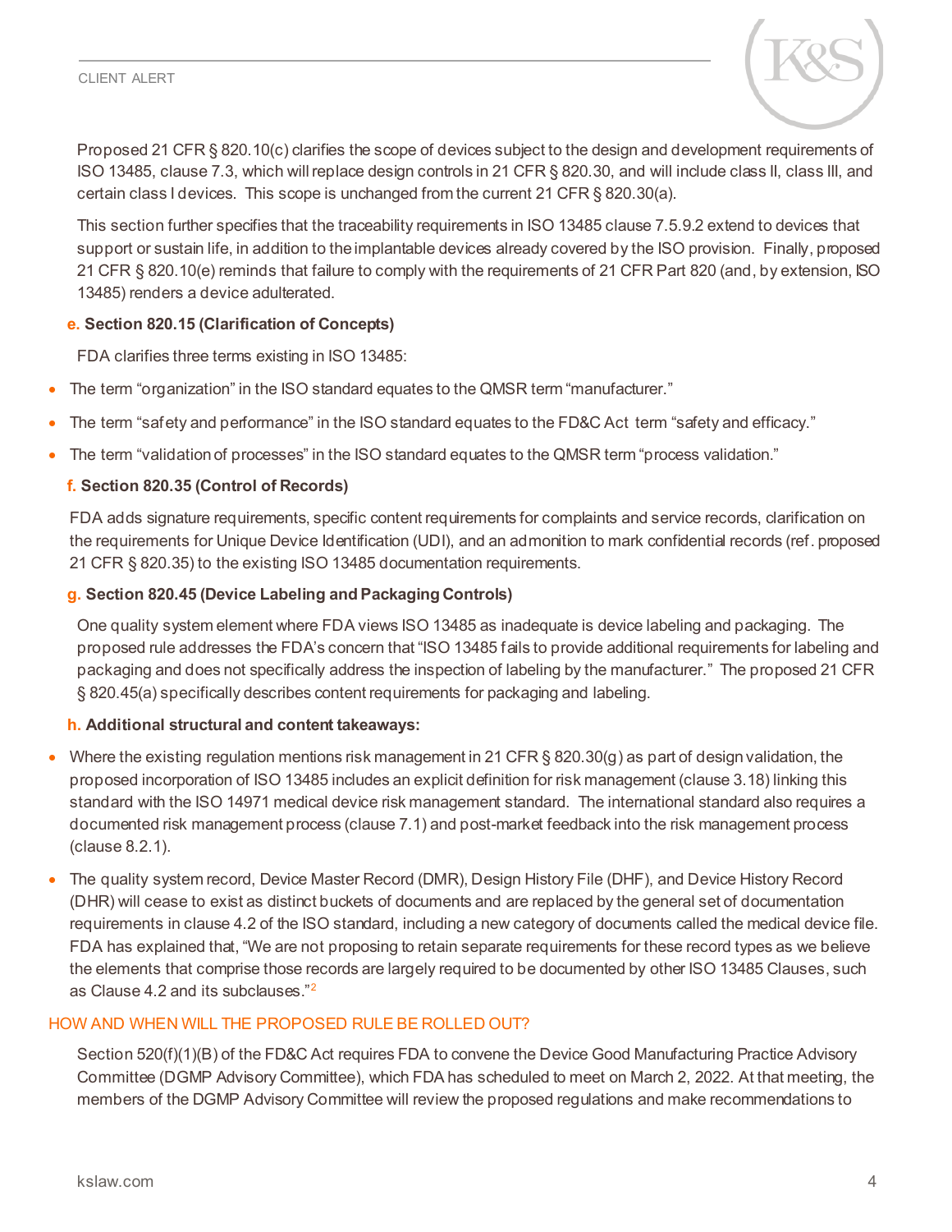Proposed 21 CFR § 820.10(c) clarifies the scope of devices subject to the design and development requirements of ISO 13485, clause 7.3, which will replace design controls in 21 CFR § 820.30, and will include class II, class III, and certain class I devices. This scope is unchanged from the current 21 CFR § 820.30(a).

This section further specifies that the traceability requirements in ISO 13485 clause 7.5.9.2 extend to devices that support or sustain life, in addition to the implantable devices already covered by the ISO provision. Finally, proposed 21 CFR § 820.10(e) reminds that failure to comply with the requirements of 21 CFR Part 820 (and, by extension, ISO 13485) renders a device adulterated.

**e. Section 820.15 (Clarification of Concepts)**

FDA clarifies three terms existing in ISO 13485:

- The term "organization" in the ISO standard equates to the QMSR term "manufacturer."
- The term "safety and performance" in the ISO standard equates to the FD&C Act term "safety and efficacy."
- The term "validation of processes" in the ISO standard equates to the QMSR term "process validation."

**f. Section 820.35 (Control of Records)**

FDA adds signature requirements, specific content requirements for complaints and service records, clarification on the requirements for Unique Device Identification (UDI), and an admonition to mark confidential records (ref. proposed 21 CFR § 820.35) to the existing ISO 13485 documentation requirements.

**g. Section 820.45 (Device Labeling and Packaging Controls)**

One quality system element where FDA views ISO 13485 as inadequate is device labeling and packaging. The proposed rule addresses the FDA's concern that "ISO 13485 fails to provide additional requirements for labeling and packaging and does not specifically address the inspection of labeling by the manufacturer." The proposed 21 CFR § 820.45(a) specifically describes content requirements for packaging and labeling.

**h. Additional structural and content takeaways:**

- Where the existing regulation mentions risk management in 21 CFR § 820.30(g) as part of design validation, the proposed incorporation of ISO 13485 includes an explicit definition for risk management (clause 3.18) linking this standard with the ISO 14971 medical device risk management standard. The international standard also requires a documented risk management process (clause 7.1) and post-market feedback into the risk management process (clause 8.2.1).
- The quality system record, Device Master Record (DMR), Design History File (DHF), and Device History Record (DHR) will cease to exist as distinct buckets of documents and are replaced by the general set of documentation requirements in clause 4.2 of the ISO standard, including a new category of documents called the medical device file. FDA has explained that, "We are not proposing to retain separate requirements for these record types as we believe the elements that comprise those records are largely required to be documented by other ISO 13485 Clauses, such as Clause 4.2 and its subclauses."[2]

## HOW AND WHEN WILL THE PROPOSED RULE BE ROLLED OUT?

Section 520(f)(1)(B) of the FD&C Act requires FDA to convene the Device Good Manufacturing Practice Advisory Committee (DGMP Advisory Committee), which FDA has scheduled to meet on March 2, 2022. At that meeting, the members of the DGMP Advisory Committee will review the proposed regulations and make recommendations to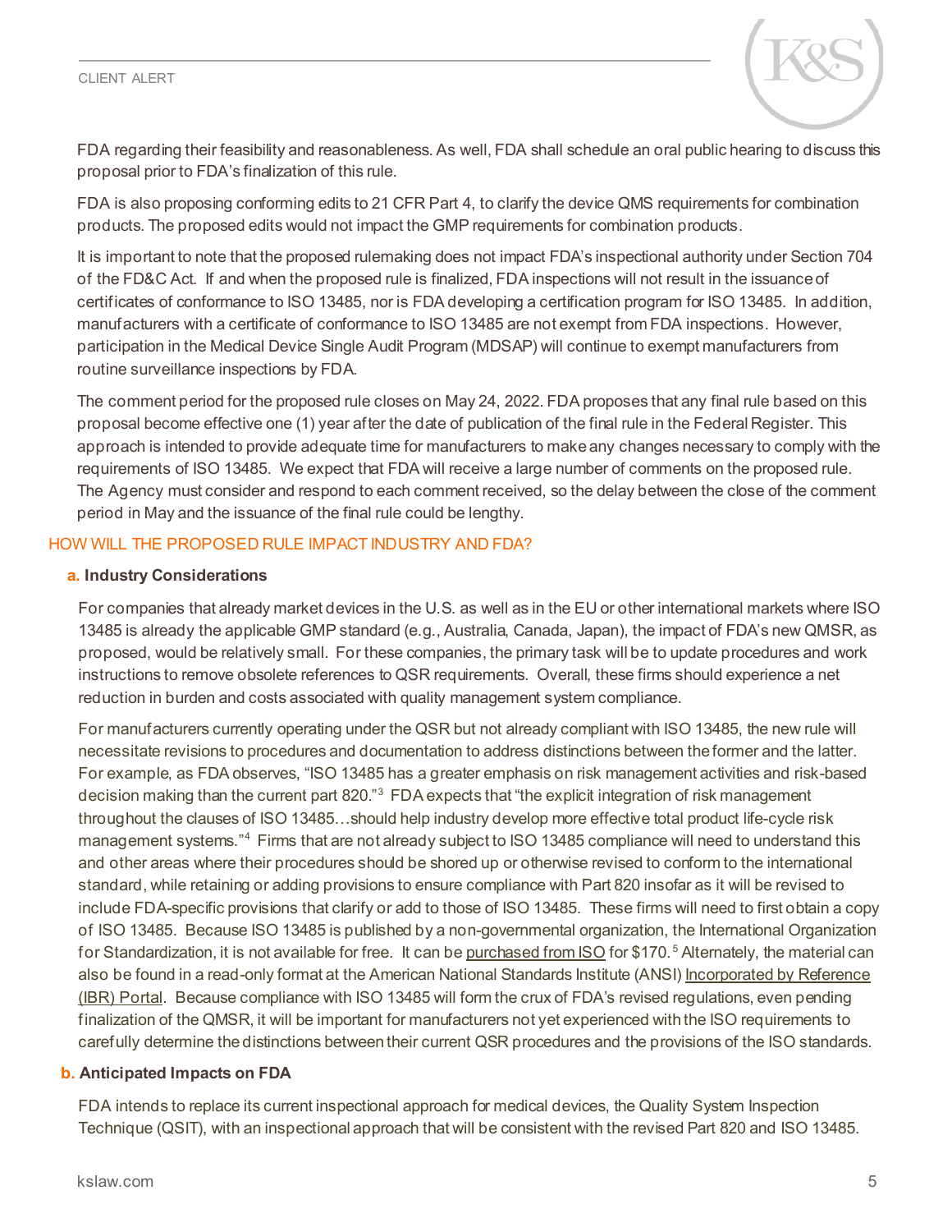FDA regarding their feasibility and reasonableness. As well, FDA shall schedule an oral public hearing to discuss this proposal prior to FDA's finalization of this rule.

FDA is also proposing conforming edits to 21 CFR Part 4, to clarify the device QMS requirements for combination products. The proposed edits would not impact the GMP requirements for combination products.

It is important to note that the proposed rulemaking does not impact FDA's inspectional authority under Section 704 of the FD&C Act. If and when the proposed rule is finalized, FDA inspections will not result in the issuance of certificates of conformance to ISO 13485, nor is FDA developing a certification program for ISO 13485. In addition, manufacturers with a certificate of conformance to ISO 13485 are not exempt from FDA inspections. However, participation in the Medical Device Single Audit Program (MDSAP) will continue to exempt manufacturers from routine surveillance inspections by FDA.

The comment period for the proposed rule closes on May 24, 2022. FDA proposes that any final rule based on this proposal become effective one (1) year after the date of publication of the final rule in the Federal Register. This approach is intended to provide adequate time for manufacturers to make any changes necessary to comply with the requirements of ISO 13485. We expect that FDA will receive a large number of comments on the proposed rule. The Agency must consider and respond to each comment received, so the delay between the close of the comment period in May and the issuance of the final rule could be lengthy.

## HOW WILL THE PROPOSED RULE IMPACT INDUSTRY AND FDA?

### a. Industry Considerations

For companies that already market devices in the U.S. as well as in the EU or other international markets where ISO 13485 is already the applicable GMP standard (e.g., Australia, Canada, Japan), the impact of FDA's new QMSR, as proposed, would be relatively small. For these companies, the primary task will be to update procedures and work instructions to remove obsolete references to QSR requirements. Overall, these firms should experience a net reduction in burden and costs associated with quality management system compliance.

For manufacturers currently operating under the QSR but not already compliant with ISO 13485, the new rule will necessitate revisions to procedures and documentation to address distinctions between the former and the latter. For example, as FDA observes, "ISO 13485 has a greater emphasis on risk management activities and risk-based decision making than the current part 820."[3] FDA expects that "the explicit integration of risk management throughout the clauses of ISO 13485…should help industry develop more effective total product life-cycle risk management systems."[4] Firms that are not already subject to ISO 13485 compliance will need to understand this and other areas where their procedures should be shored up or otherwise revised to conform to the international standard, while retaining or adding provisions to ensure compliance with Part 820 insofar as it will be revised to include FDA-specific provisions that clarify or add to those of ISO 13485. These firms will need to first obtain a copy of ISO 13485. Because ISO 13485 is published by a non-governmental organization, the International Organization for Standardization, it is not available for free. It can be purchased from ISO for $170.[5] Alternately, the material can also be found in a read-only format at the American National Standards Institute (ANSI) Incorporated by Reference (IBR) Portal. Because compliance with ISO 13485 will form the crux of FDA's revised regulations, even pending finalization of the QMSR, it will be important for manufacturers not yet experienced with the ISO requirements to carefully determine the distinctions between their current QSR procedures and the provisions of the ISO standards.

### b. Anticipated Impacts on FDA

FDA intends to replace its current inspectional approach for medical devices, the Quality System Inspection Technique (QSIT), with an inspectional approach that will be consistent with the revised Part 820 and ISO 13485.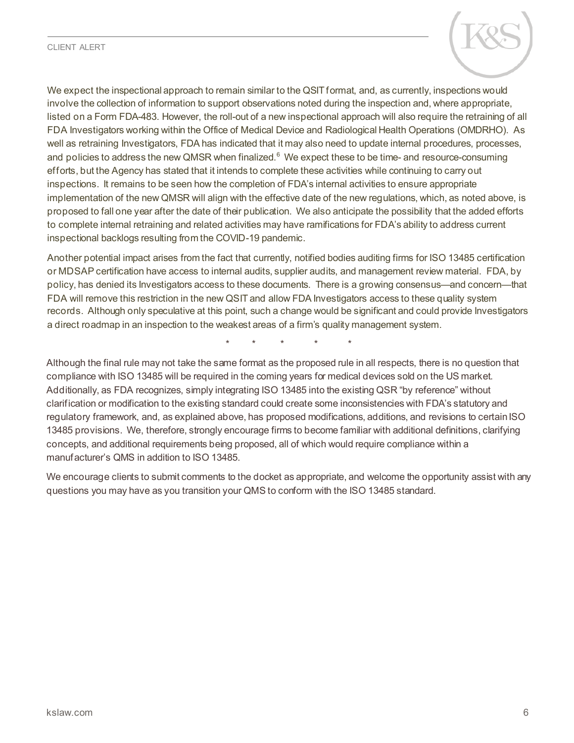We expect the inspectional approach to remain similar to the QSIT format, and, as currently, inspections would involve the collection of information to support observations noted during the inspection and, where appropriate, listed on a Form FDA-483. However, the roll-out of a new inspectional approach will also require the retraining of all FDA Investigators working within the Office of Medical Device and Radiological Health Operations (OMDRHO). As well as retraining Investigators, FDA has indicated that it may also need to update internal procedures, processes, and policies to address the new QMSR when finalized.[6] We expect these to be time- and resource-consuming efforts, but the Agency has stated that it intends to complete these activities while continuing to carry out inspections. It remains to be seen how the completion of FDA's internal activities to ensure appropriate implementation of the new QMSR will align with the effective date of the new regulations, which, as noted above, is proposed to fall one year after the date of their publication. We also anticipate the possibility that the added efforts to complete internal retraining and related activities may have ramifications for FDA's ability to address current inspectional backlogs resulting from the COVID-19 pandemic.

Another potential impact arises from the fact that currently, notified bodies auditing firms for ISO 13485 certification or MDSAP certification have access to internal audits, supplier audits, and management review material. FDA, by policy, has denied its Investigators access to these documents. There is a growing consensus—and concern—that FDA will remove this restriction in the new QSIT and allow FDA Investigators access to these quality system records. Although only speculative at this point, such a change would be significant and could provide Investigators a direct roadmap in an inspection to the weakest areas of a firm's quality management system.

\* \* \* \* \*

Although the final rule may not take the same format as the proposed rule in all respects, there is no question that compliance with ISO 13485 will be required in the coming years for medical devices sold on the US market. Additionally, as FDA recognizes, simply integrating ISO 13485 into the existing QSR "by reference" without clarification or modification to the existing standard could create some inconsistencies with FDA's statutory and regulatory framework, and, as explained above, has proposed modifications, additions, and revisions to certain ISO 13485 provisions. We, therefore, strongly encourage firms to become familiar with additional definitions, clarifying concepts, and additional requirements being proposed, all of which would require compliance within a manufacturer's QMS in addition to ISO 13485.

We encourage clients to submit comments to the docket as appropriate, and welcome the opportunity assist with any questions you may have as you transition your QMS to conform with the ISO 13485 standard.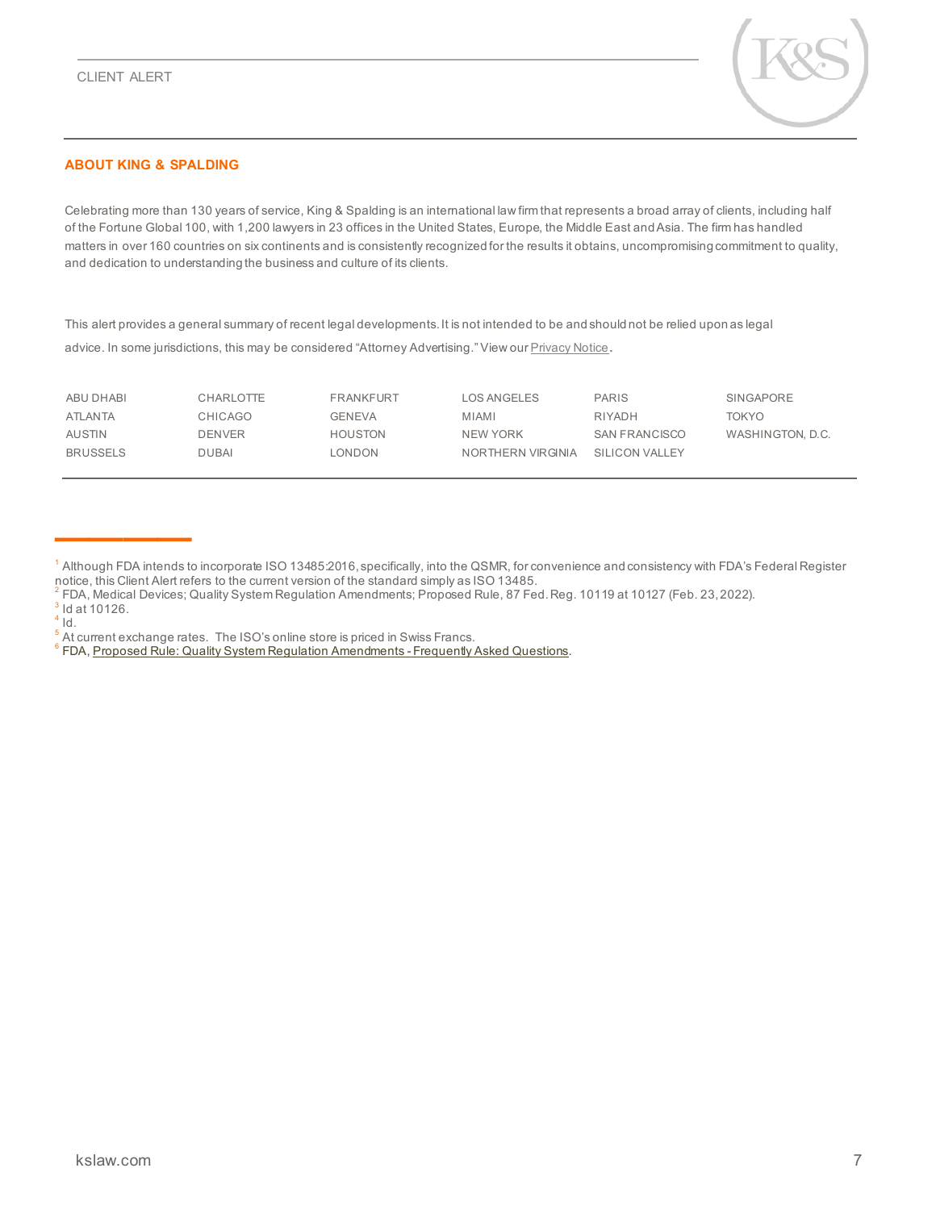## ABOUT KING & SPALDING

Celebrating more than 130 years of service, King & Spalding is an international law firm that represents a broad array of clients, including half of the Fortune Global 100, with 1,200 lawyers in 23 offices in the United States, Europe, the Middle East and Asia. The firm has handled matters in over 160 countries on six continents and is consistently recognized for the results it obtains, uncompromising commitment to quality, and dedication to understanding the business and culture of its clients.

This alert provides a general summary of recent legal developments. It is not intended to be and should not be relied upon as legal advice. In some jurisdictions, this may be considered "Attorney Advertising." View our Privacy Notice.

| | | | | | |
|---|---|---|---|---|---|
| ABU DHABI | CHARLOTTE | FRANKFURT | LOS ANGELES | PARIS | SINGAPORE |
| ATLANTA | CHICAGO | GENEVA | MIAMI | RIYADH | TOKYO |
| AUSTIN | DENVER | HOUSTON | NEW YORK | SAN FRANCISCO | WASHINGTON, D.C. |
| BRUSSELS | DUBAI | LONDON | NORTHERN VIRGINIA | SILICON VALLEY | |

---

[1] Although FDA intends to incorporate ISO 13485:2016, specifically, into the QSMR, for convenience and consistency with FDA's Federal Register notice, this Client Alert refers to the current version of the standard simply as ISO 13485.

[2] FDA, Medical Devices; Quality System Regulation Amendments; Proposed Rule, 87 Fed. Reg. 10119 at 10127 (Feb. 23, 2022).

[3] Id at 10126.

[4] Id.

[5] At current exchange rates. The ISO's online store is priced in Swiss Francs.

[6] FDA, Proposed Rule: Quality System Regulation Amendments - Frequently Asked Questions.